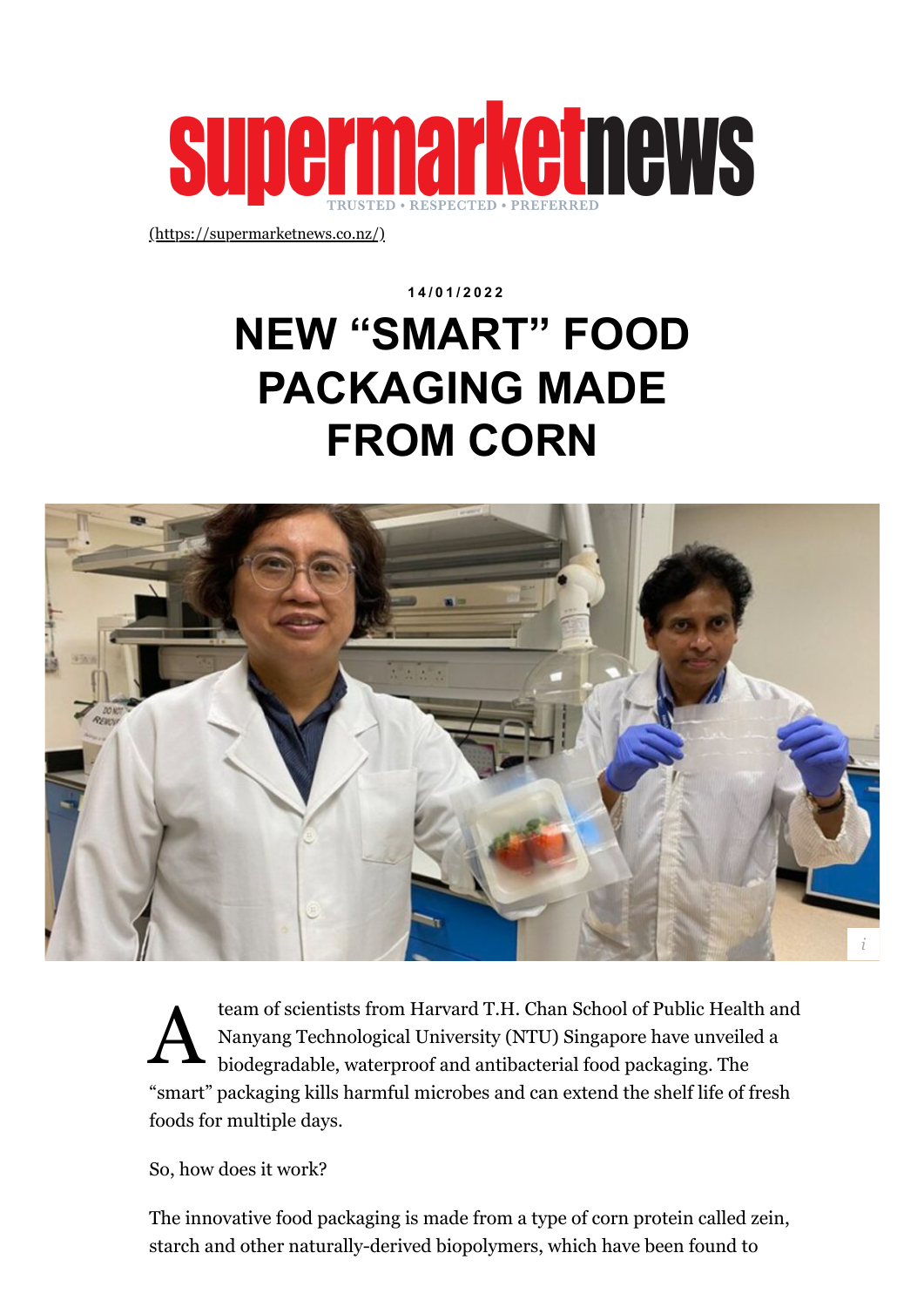supermarketnews

TRUSTED • RESPECTED • PREFERRED

(https://supermarketnews.co.nz/)

**14/01/2022**

# NEW “SMART” FOOD PACKAGING MADE FROM CORN

A team of scientists from Harvard T.H. Chan School of Public Health and Nanyang Technological University (NTU) Singapore have unveiled a biodegradable, waterproof and antibacterial food packaging. The “smart” packaging kills harmful microbes and can extend the shelf life of fresh foods for multiple days.

So, how does it work?

The innovative food packaging is made from a type of corn protein called zein, starch and other naturally-derived biopolymers, which have been found to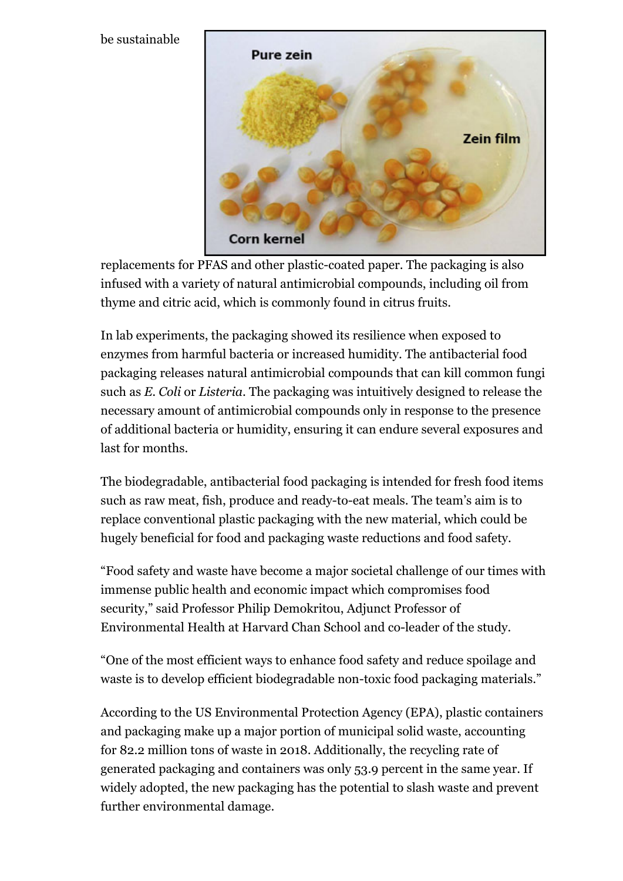be sustainable

replacements for PFAS and other plastic-coated paper. The packaging is also infused with a variety of natural antimicrobial compounds, including oil from thyme and citric acid, which is commonly found in citrus fruits.

In lab experiments, the packaging showed its resilience when exposed to enzymes from harmful bacteria or increased humidity. The antibacterial food packaging releases natural antimicrobial compounds that can kill common fungi such as *E. Coli* or *Listeria*. The packaging was intuitively designed to release the necessary amount of antimicrobial compounds only in response to the presence of additional bacteria or humidity, ensuring it can endure several exposures and last for months.

The biodegradable, antibacterial food packaging is intended for fresh food items such as raw meat, fish, produce and ready-to-eat meals. The team's aim is to replace conventional plastic packaging with the new material, which could be hugely beneficial for food and packaging waste reductions and food safety.

"Food safety and waste have become a major societal challenge of our times with immense public health and economic impact which compromises food security," said Professor Philip Demokritou, Adjunct Professor of Environmental Health at Harvard Chan School and co-leader of the study.

"One of the most efficient ways to enhance food safety and reduce spoilage and waste is to develop efficient biodegradable non-toxic food packaging materials."

According to the US Environmental Protection Agency (EPA), plastic containers and packaging make up a major portion of municipal solid waste, accounting for 82.2 million tons of waste in 2018. Additionally, the recycling rate of generated packaging and containers was only 53.9 percent in the same year. If widely adopted, the new packaging has the potential to slash waste and prevent further environmental damage.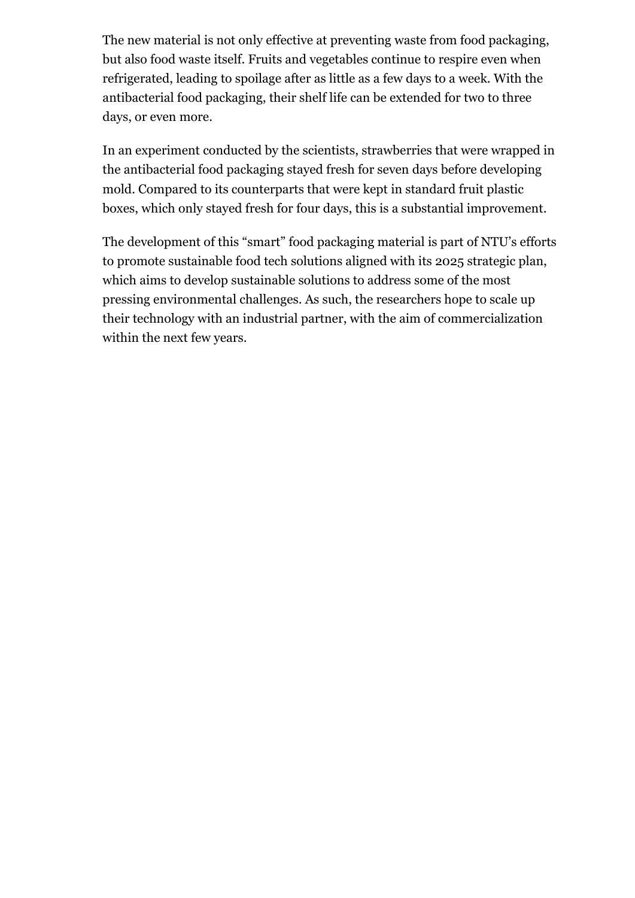The new material is not only effective at preventing waste from food packaging, but also food waste itself. Fruits and vegetables continue to respire even when refrigerated, leading to spoilage after as little as a few days to a week. With the antibacterial food packaging, their shelf life can be extended for two to three days, or even more.

In an experiment conducted by the scientists, strawberries that were wrapped in the antibacterial food packaging stayed fresh for seven days before developing mold. Compared to its counterparts that were kept in standard fruit plastic boxes, which only stayed fresh for four days, this is a substantial improvement.

The development of this "smart" food packaging material is part of NTU's efforts to promote sustainable food tech solutions aligned with its 2025 strategic plan, which aims to develop sustainable solutions to address some of the most pressing environmental challenges. As such, the researchers hope to scale up their technology with an industrial partner, with the aim of commercialization within the next few years.